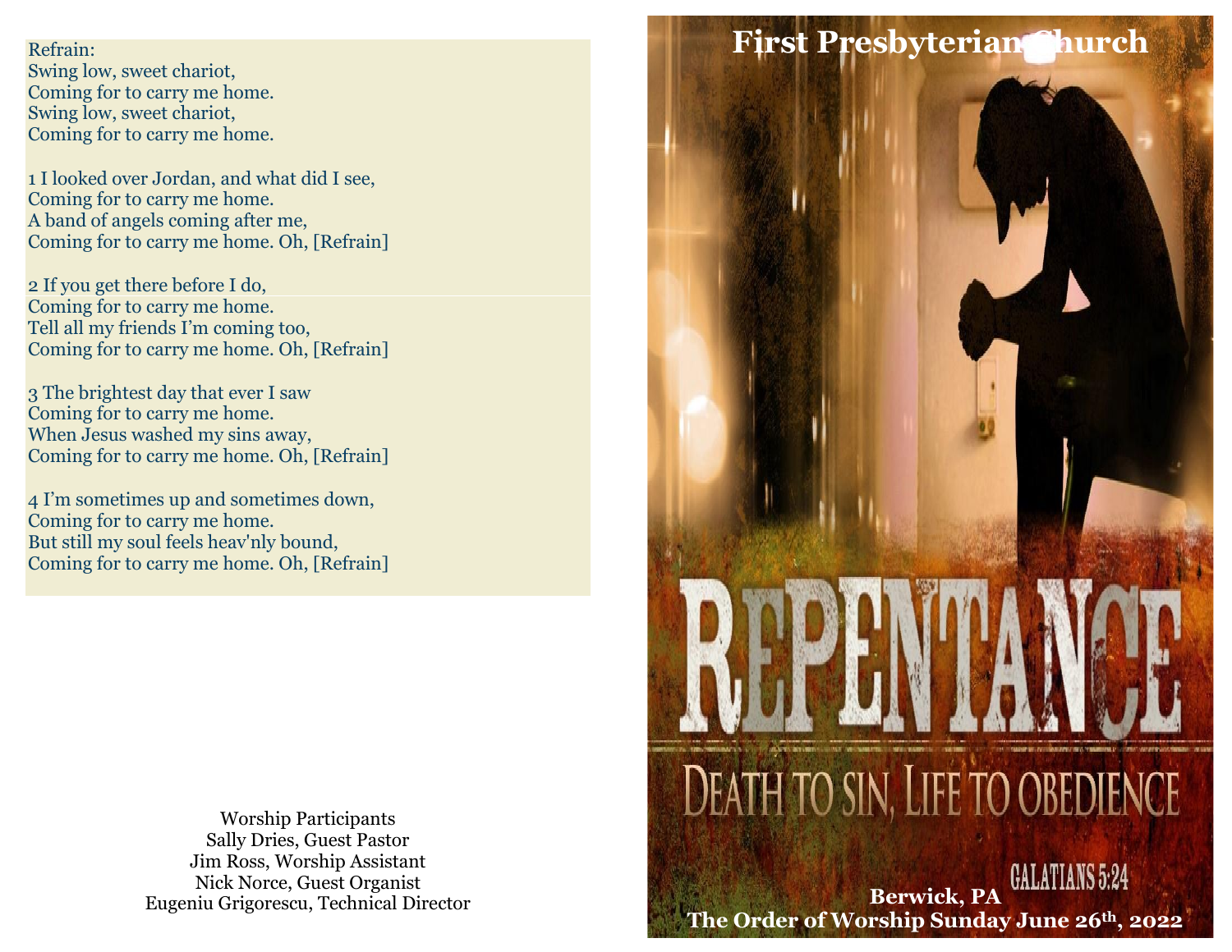Refrain:
Swing low, sweet chariot,
Coming for to carry me home.
Swing low, sweet chariot,
Coming for to carry me home.

1 I looked over Jordan, and what did I see,
Coming for to carry me home.
A band of angels coming after me,
Coming for to carry me home. Oh, [Refrain]

2 If you get there before I do,
Coming for to carry me home.
Tell all my friends I'm coming too,
Coming for to carry me home. Oh, [Refrain]

3 The brightest day that ever I saw
Coming for to carry me home.
When Jesus washed my sins away,
Coming for to carry me home. Oh, [Refrain]

4 I'm sometimes up and sometimes down,
Coming for to carry me home.
But still my soul feels heav'nly bound,
Coming for to carry me home. Oh, [Refrain]

Worship Participants
Sally Dries, Guest Pastor
Jim Ross, Worship Assistant
Nick Norce, Guest Organist
Eugeniu Grigorescu, Technical Director

# First Presbyterian Church

REPENTANCE

DEATH TO SIN, LIFE TO OBEDIENCE

GALATIANS 5:24

**Berwick, PA**

**The Order of Worship Sunday June 26th, 2022**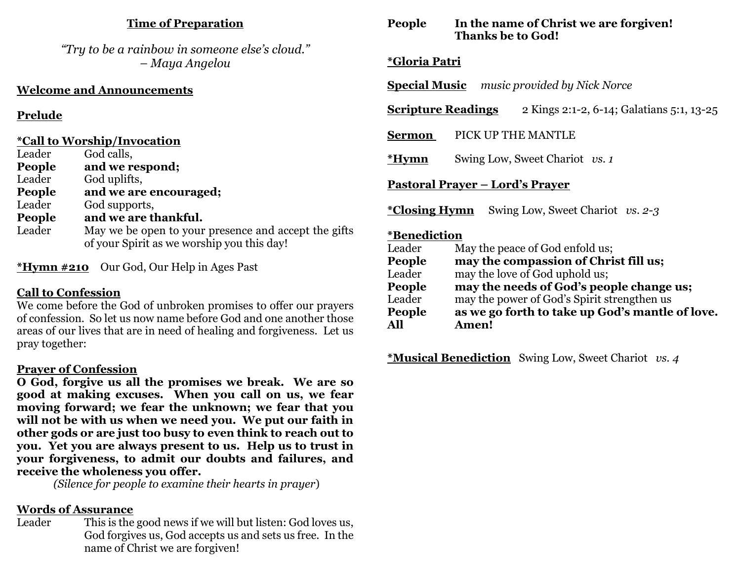## Time of Preparation

*"Try to be a rainbow in someone else's cloud."*
*– Maya Angelou*

**Welcome and Announcements**

**Prelude**

**\*Call to Worship/Invocation**

Leader God calls,
**People and we respond;**
Leader God uplifts,
**People and we are encouraged;**
Leader God supports,
**People and we are thankful.**
Leader May we be open to your presence and accept the gifts of your Spirit as we worship you this day!

**\*Hymn #210** Our God, Our Help in Ages Past

**Call to Confession**

We come before the God of unbroken promises to offer our prayers of confession. So let us now name before God and one another those areas of our lives that are in need of healing and forgiveness. Let us pray together:

**Prayer of Confession**

**O God, forgive us all the promises we break. We are so good at making excuses. When you call on us, we fear moving forward; we fear the unknown; we fear that you will not be with us when we need you. We put our faith in other gods or are just too busy to even think to reach out to you. Yet you are always present to us. Help us to trust in your forgiveness, to admit our doubts and failures, and receive the wholeness you offer.**

*(Silence for people to examine their hearts in prayer)*

**Words of Assurance**

Leader This is the good news if we will but listen: God loves us, God forgives us, God accepts us and sets us free. In the name of Christ we are forgiven!
**People In the name of Christ we are forgiven! Thanks be to God!**

**\*Gloria Patri**

**Special Music** *music provided by Nick Norce*

**Scripture Readings** 2 Kings 2:1-2, 6-14; Galatians 5:1, 13-25

**Sermon** PICK UP THE MANTLE

**\*Hymn** Swing Low, Sweet Chariot *vs. 1*

**Pastoral Prayer – Lord's Prayer**

**\*Closing Hymn** Swing Low, Sweet Chariot *vs. 2-3*

**\*Benediction**

Leader May the peace of God enfold us;
**People may the compassion of Christ fill us;**
Leader may the love of God uphold us;
**People may the needs of God's people change us;**
Leader may the power of God's Spirit strengthen us
**People as we go forth to take up God's mantle of love.**
**All Amen!**

**\*Musical Benediction** Swing Low, Sweet Chariot *vs. 4*